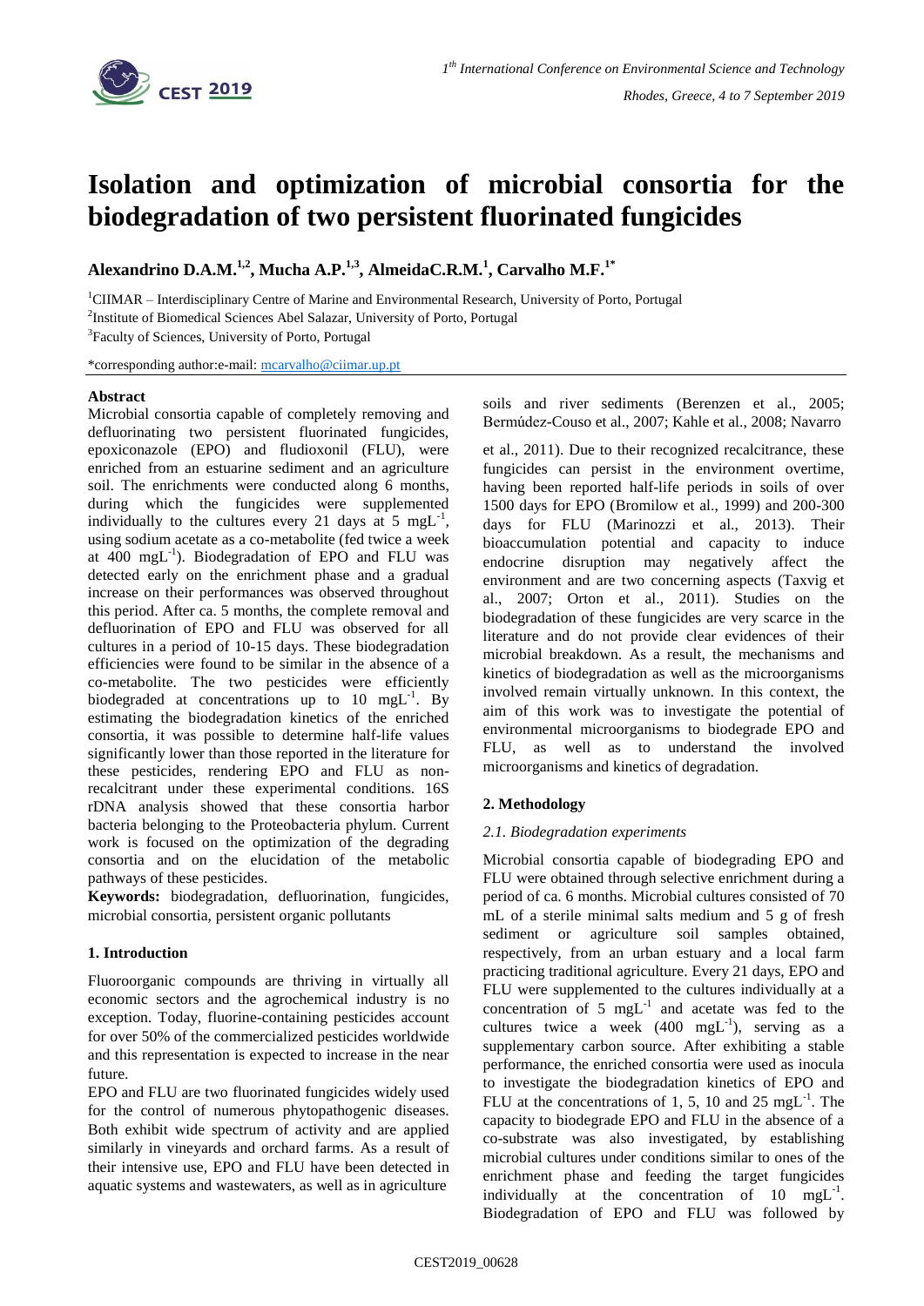# Isolation and optimization of microbial consortia for the biodegradation of two persistent fluorinated fungicides

**Alexandrino D.A.M.[1,2], Mucha A.P.[1,3], AlmeidaC.R.M.[1], Carvalho M.F.[1*]**

[1]CIIMAR – Interdisciplinary Centre of Marine and Environmental Research, University of Porto, Portugal

[2]Institute of Biomedical Sciences Abel Salazar, University of Porto, Portugal

[3]Faculty of Sciences, University of Porto, Portugal

*corresponding author:e-mail: mcarvalho@ciimar.up.pt

### Abstract

Microbial consortia capable of completely removing and defluorinating two persistent fluorinated fungicides, epoxiconazole (EPO) and fludioxonil (FLU), were enriched from an estuarine sediment and an agriculture soil. The enrichments were conducted along 6 months, during which the fungicides were supplemented individually to the cultures every 21 days at 5 $mgL^{-1}$, using sodium acetate as a co-metabolite (fed twice a week at 400 $mgL^{-1}$). Biodegradation of EPO and FLU was detected early on the enrichment phase and a gradual increase on their performances was observed throughout this period. After ca. 5 months, the complete removal and defluorination of EPO and FLU was observed for all cultures in a period of 10-15 days. These biodegradation efficiencies were found to be similar in the absence of a co-metabolite. The two pesticides were efficiently biodegraded at concentrations up to 10 $mgL^{-1}$. By estimating the biodegradation kinetics of the enriched consortia, it was possible to determine half-life values significantly lower than those reported in the literature for these pesticides, rendering EPO and FLU as non-recalcitrant under these experimental conditions. 16S rDNA analysis showed that these consortia harbor bacteria belonging to the Proteobacteria phylum. Current work is focused on the optimization of the degrading consortia and on the elucidation of the metabolic pathways of these pesticides.

**Keywords:** biodegradation, defluorination, fungicides, microbial consortia, persistent organic pollutants

## 1. Introduction

Fluoroorganic compounds are thriving in virtually all economic sectors and the agrochemical industry is no exception. Today, fluorine-containing pesticides account for over 50% of the commercialized pesticides worldwide and this representation is expected to increase in the near future.

EPO and FLU are two fluorinated fungicides widely used for the control of numerous phytopathogenic diseases. Both exhibit wide spectrum of activity and are applied similarly in vineyards and orchard farms. As a result of their intensive use, EPO and FLU have been detected in aquatic systems and wastewaters, as well as in agriculture soils and river sediments (Berenzen et al., 2005; Bermúdez-Couso et al., 2007; Kahle et al., 2008; Navarro et al., 2011). Due to their recognized recalcitrance, these fungicides can persist in the environment overtime, having been reported half-life periods in soils of over 1500 days for EPO (Bromilow et al., 1999) and 200-300 days for FLU (Marinozzi et al., 2013). Their bioaccumulation potential and capacity to induce endocrine disruption may negatively affect the environment and are two concerning aspects (Taxvig et al., 2007; Orton et al., 2011). Studies on the biodegradation of these fungicides are very scarce in the literature and do not provide clear evidences of their microbial breakdown. As a result, the mechanisms and kinetics of biodegradation as well as the microorganisms involved remain virtually unknown. In this context, the aim of this work was to investigate the potential of environmental microorganisms to biodegrade EPO and FLU, as well as to understand the involved microorganisms and kinetics of degradation.

## 2. Methodology

### *2.1. Biodegradation experiments*

Microbial consortia capable of biodegrading EPO and FLU were obtained through selective enrichment during a period of ca. 6 months. Microbial cultures consisted of 70 mL of a sterile minimal salts medium and 5 g of fresh sediment or agriculture soil samples obtained, respectively, from an urban estuary and a local farm practicing traditional agriculture. Every 21 days, EPO and FLU were supplemented to the cultures individually at a concentration of 5 $mgL^{-1}$ and acetate was fed to the cultures twice a week (400 $mgL^{-1}$), serving as a supplementary carbon source. After exhibiting a stable performance, the enriched consortia were used as inocula to investigate the biodegradation kinetics of EPO and FLU at the concentrations of 1, 5, 10 and 25 $mgL^{-1}$. The capacity to biodegrade EPO and FLU in the absence of a co-substrate was also investigated, by establishing microbial cultures under conditions similar to ones of the enrichment phase and feeding the target fungicides individually at the concentration of 10 $mgL^{-1}$. Biodegradation of EPO and FLU was followed by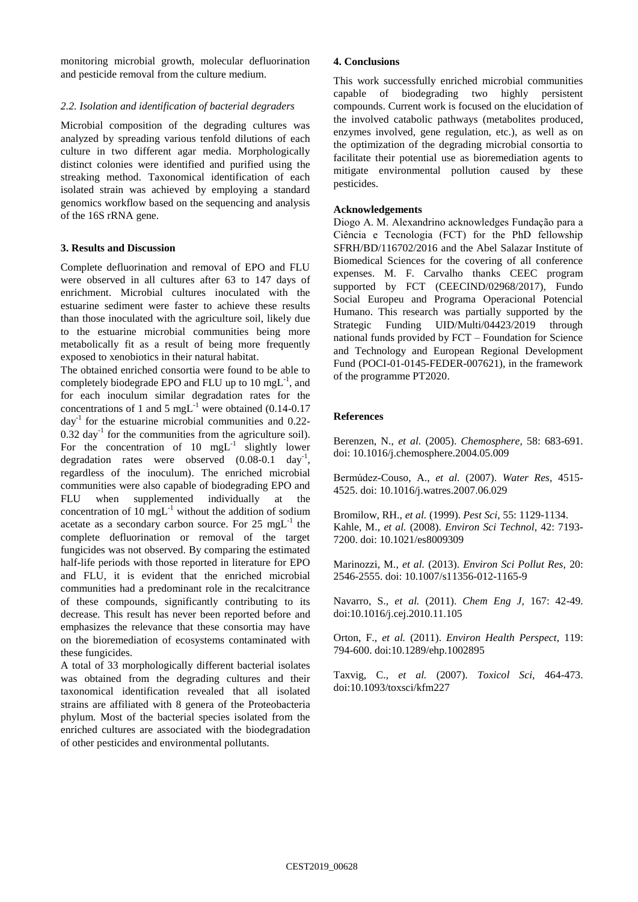monitoring microbial growth, molecular defluorination and pesticide removal from the culture medium.

### *2.2. Isolation and identification of bacterial degraders*

Microbial composition of the degrading cultures was analyzed by spreading various tenfold dilutions of each culture in two different agar media. Morphologically distinct colonies were identified and purified using the streaking method. Taxonomical identification of each isolated strain was achieved by employing a standard genomics workflow based on the sequencing and analysis of the 16S rRNA gene.

## 3. Results and Discussion

Complete defluorination and removal of EPO and FLU were observed in all cultures after 63 to 147 days of enrichment. Microbial cultures inoculated with the estuarine sediment were faster to achieve these results than those inoculated with the agriculture soil, likely due to the estuarine microbial communities being more metabolically fit as a result of being more frequently exposed to xenobiotics in their natural habitat.

The obtained enriched consortia were found to be able to completely biodegrade EPO and FLU up to 10 $mgL^{-1}$, and for each inoculum similar degradation rates for the concentrations of 1 and 5 $mgL^{-1}$ were obtained (0.14-0.17 $day^{-1}$ for the estuarine microbial communities and 0.22-0.32 $day^{-1}$ for the communities from the agriculture soil). For the concentration of 10 $mgL^{-1}$ slightly lower degradation rates were observed (0.08-0.1 $day^{-1}$, regardless of the inoculum). The enriched microbial communities were also capable of biodegrading EPO and FLU when supplemented individually at the concentration of 10 $mgL^{-1}$ without the addition of sodium acetate as a secondary carbon source. For 25 $mgL^{-1}$ the complete defluorination or removal of the target fungicides was not observed. By comparing the estimated half-life periods with those reported in literature for EPO and FLU, it is evident that the enriched microbial communities had a predominant role in the recalcitrance of these compounds, significantly contributing to its decrease. This result has never been reported before and emphasizes the relevance that these consortia may have on the bioremediation of ecosystems contaminated with these fungicides.

A total of 33 morphologically different bacterial isolates was obtained from the degrading cultures and their taxonomical identification revealed that all isolated strains are affiliated with 8 genera of the Proteobacteria phylum. Most of the bacterial species isolated from the enriched cultures are associated with the biodegradation of other pesticides and environmental pollutants.

## 4. Conclusions

This work successfully enriched microbial communities capable of biodegrading two highly persistent compounds. Current work is focused on the elucidation of the involved catabolic pathways (metabolites produced, enzymes involved, gene regulation, etc.), as well as on the optimization of the degrading microbial consortia to facilitate their potential use as bioremediation agents to mitigate environmental pollution caused by these pesticides.

## Acknowledgements

Diogo A. M. Alexandrino acknowledges Fundação para a Ciência e Tecnologia (FCT) for the PhD fellowship SFRH/BD/116702/2016 and the Abel Salazar Institute of Biomedical Sciences for the covering of all conference expenses. M. F. Carvalho thanks CEEC program supported by FCT (CEECIND/02968/2017), Fundo Social Europeu and Programa Operacional Potencial Humano. This research was partially supported by the Strategic Funding UID/Multi/04423/2019 through national funds provided by FCT – Foundation for Science and Technology and European Regional Development Fund (POCI-01-0145-FEDER-007621), in the framework of the programme PT2020.

## References

Berenzen, N., *et al.* (2005). *Chemosphere,* 58: 683-691. doi: 10.1016/j.chemosphere.2004.05.009

Bermúdez-Couso, A., *et al.* (2007). *Water Res,* 4515-4525. doi: 10.1016/j.watres.2007.06.029

Bromilow, RH., *et al.* (1999). *Pest Sci*, 55: 1129-1134.

Kahle, M., *et al.* (2008). *Environ Sci Technol,* 42: 7193-7200. doi: 10.1021/es8009309

Marinozzi, M., *et al.* (2013). *Environ Sci Pollut Res,* 20: 2546-2555. doi: 10.1007/s11356-012-1165-9

Navarro, S., *et al.* (2011). *Chem Eng J,* 167: 42-49. doi:10.1016/j.cej.2010.11.105

Orton, F., *et al.* (2011). *Environ Health Perspect,* 119: 794-600. doi:10.1289/ehp.1002895

Taxvig, C., *et al.* (2007). *Toxicol Sci,* 464-473. doi:10.1093/toxsci/kfm227